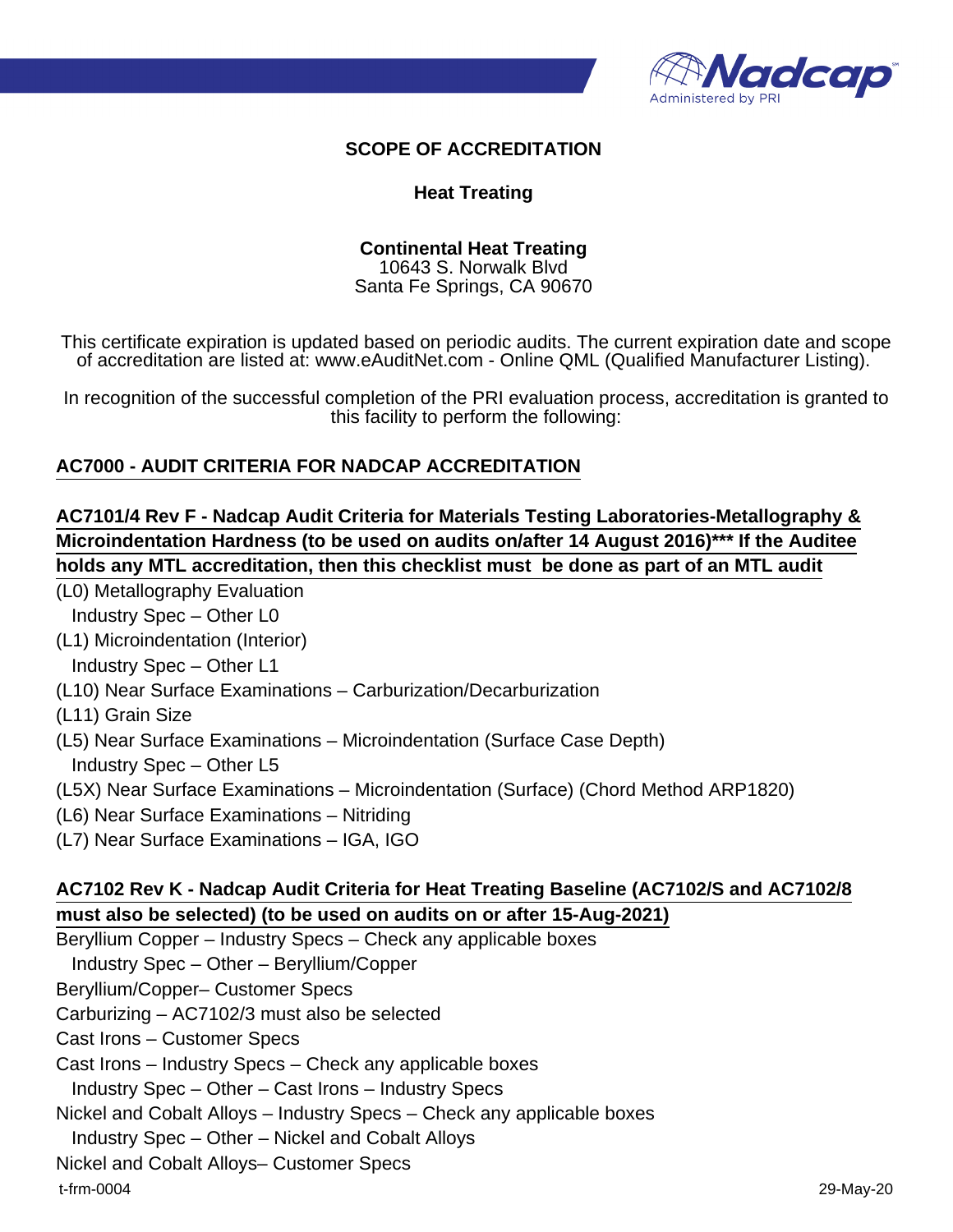# SCOPE OF ACCREDITATION

## Heat Treating

**Continental Heat Treating**
10643 S. Norwalk Blvd
Santa Fe Springs, CA 90670

This certificate expiration is updated based on periodic audits. The current expiration date and scope of accreditation are listed at: www.eAuditNet.com - Online QML (Qualified Manufacturer Listing).

In recognition of the successful completion of the PRI evaluation process, accreditation is granted to this facility to perform the following:

### AC7000 - AUDIT CRITERIA FOR NADCAP ACCREDITATION

### AC7101/4 Rev F - Nadcap Audit Criteria for Materials Testing Laboratories-Metallography & Microindentation Hardness (to be used on audits on/after 14 August 2016)*** If the Auditee holds any MTL accreditation, then this checklist must be done as part of an MTL audit

(L0) Metallography Evaluation
  Industry Spec – Other L0
(L1) Microindentation (Interior)
  Industry Spec – Other L1
(L10) Near Surface Examinations – Carburization/Decarburization
(L11) Grain Size
(L5) Near Surface Examinations – Microindentation (Surface Case Depth)
  Industry Spec – Other L5
(L5X) Near Surface Examinations – Microindentation (Surface) (Chord Method ARP1820)
(L6) Near Surface Examinations – Nitriding
(L7) Near Surface Examinations – IGA, IGO

### AC7102 Rev K - Nadcap Audit Criteria for Heat Treating Baseline (AC7102/S and AC7102/8 must also be selected) (to be used on audits on or after 15-Aug-2021)

Beryllium Copper – Industry Specs – Check any applicable boxes
  Industry Spec – Other – Beryllium/Copper
Beryllium/Copper– Customer Specs
Carburizing – AC7102/3 must also be selected
Cast Irons – Customer Specs
Cast Irons – Industry Specs – Check any applicable boxes
  Industry Spec – Other – Cast Irons – Industry Specs
Nickel and Cobalt Alloys – Industry Specs – Check any applicable boxes
  Industry Spec – Other – Nickel and Cobalt Alloys
Nickel and Cobalt Alloys– Customer Specs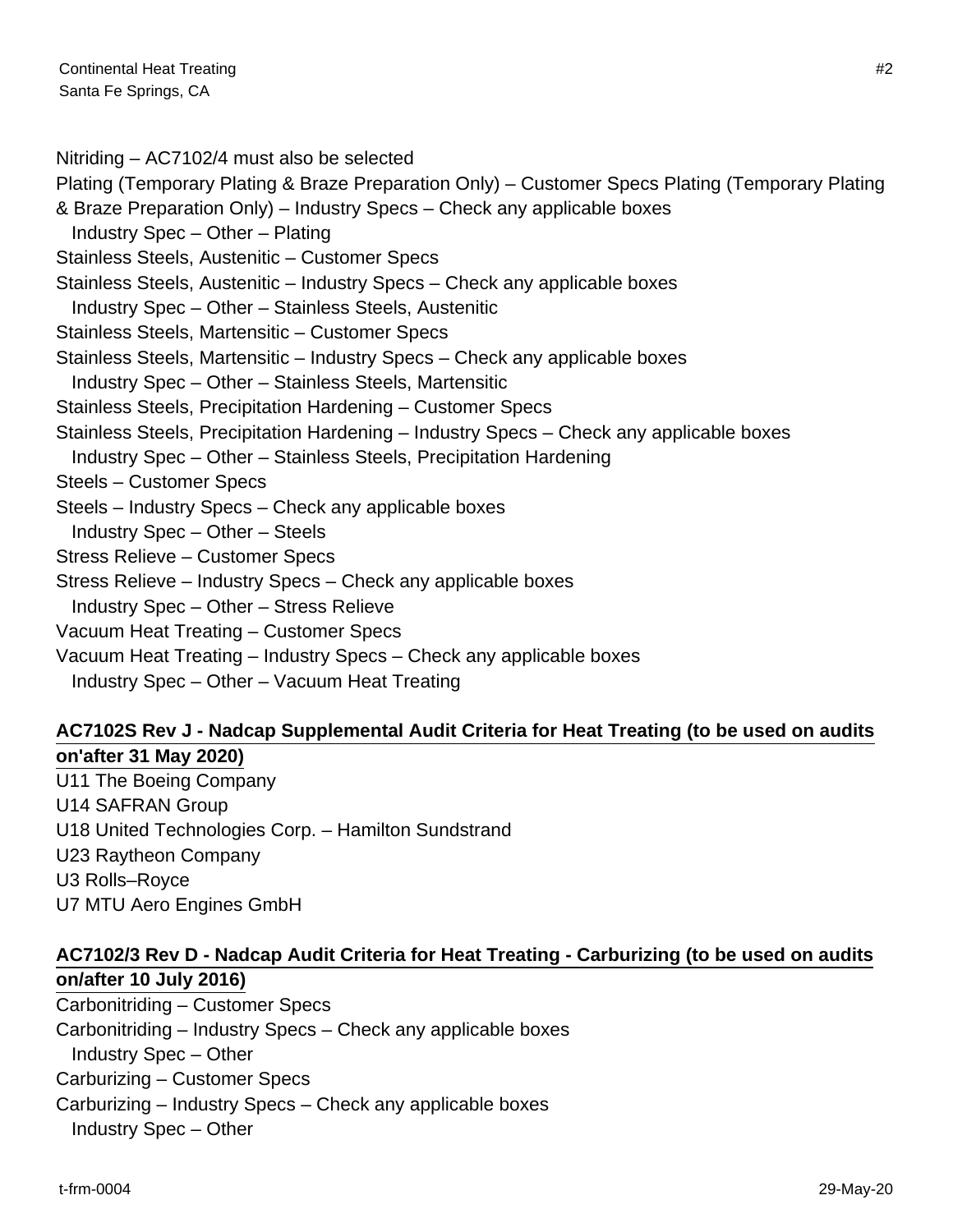Nitriding – AC7102/4 must also be selected

Plating (Temporary Plating & Braze Preparation Only) – Customer Specs Plating (Temporary Plating & Braze Preparation Only) – Industry Specs – Check any applicable boxes

  Industry Spec – Other – Plating

Stainless Steels, Austenitic – Customer Specs

Stainless Steels, Austenitic – Industry Specs – Check any applicable boxes

  Industry Spec – Other – Stainless Steels, Austenitic

Stainless Steels, Martensitic – Customer Specs

Stainless Steels, Martensitic – Industry Specs – Check any applicable boxes

  Industry Spec – Other – Stainless Steels, Martensitic

Stainless Steels, Precipitation Hardening – Customer Specs

Stainless Steels, Precipitation Hardening – Industry Specs – Check any applicable boxes

  Industry Spec – Other – Stainless Steels, Precipitation Hardening

Steels – Customer Specs

Steels – Industry Specs – Check any applicable boxes

  Industry Spec – Other – Steels

Stress Relieve – Customer Specs

Stress Relieve – Industry Specs – Check any applicable boxes

  Industry Spec – Other – Stress Relieve

Vacuum Heat Treating – Customer Specs

Vacuum Heat Treating – Industry Specs – Check any applicable boxes

  Industry Spec – Other – Vacuum Heat Treating

**AC7102S Rev J - Nadcap Supplemental Audit Criteria for Heat Treating (to be used on audits on'after 31 May 2020)**

U11 The Boeing Company

U14 SAFRAN Group

U18 United Technologies Corp. – Hamilton Sundstrand

U23 Raytheon Company

U3 Rolls–Royce

U7 MTU Aero Engines GmbH

**AC7102/3 Rev D - Nadcap Audit Criteria for Heat Treating - Carburizing (to be used on audits on/after 10 July 2016)**

Carbonitriding – Customer Specs

Carbonitriding – Industry Specs – Check any applicable boxes

  Industry Spec – Other

Carburizing – Customer Specs

Carburizing – Industry Specs – Check any applicable boxes

  Industry Spec – Other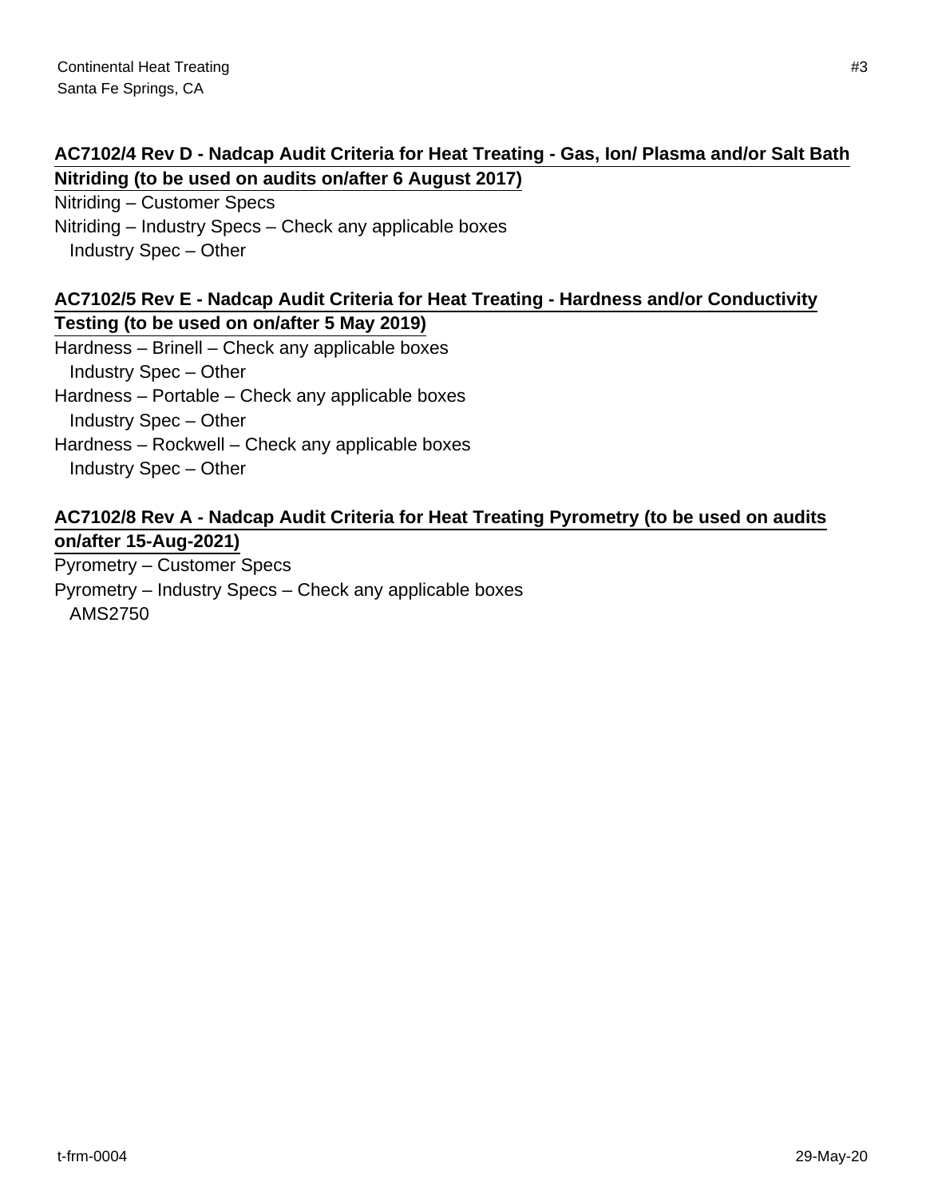**AC7102/4 Rev D - Nadcap Audit Criteria for Heat Treating - Gas, Ion/ Plasma and/or Salt Bath Nitriding (to be used on audits on/after 6 August 2017)**

Nitriding – Customer Specs

Nitriding – Industry Specs – Check any applicable boxes

- Industry Spec – Other

**AC7102/5 Rev E - Nadcap Audit Criteria for Heat Treating - Hardness and/or Conductivity Testing (to be used on on/after 5 May 2019)**

Hardness – Brinell – Check any applicable boxes

- Industry Spec – Other

Hardness – Portable – Check any applicable boxes

- Industry Spec – Other

Hardness – Rockwell – Check any applicable boxes

- Industry Spec – Other

**AC7102/8 Rev A - Nadcap Audit Criteria for Heat Treating Pyrometry (to be used on audits on/after 15-Aug-2021)**

Pyrometry – Customer Specs

Pyrometry – Industry Specs – Check any applicable boxes

- AMS2750